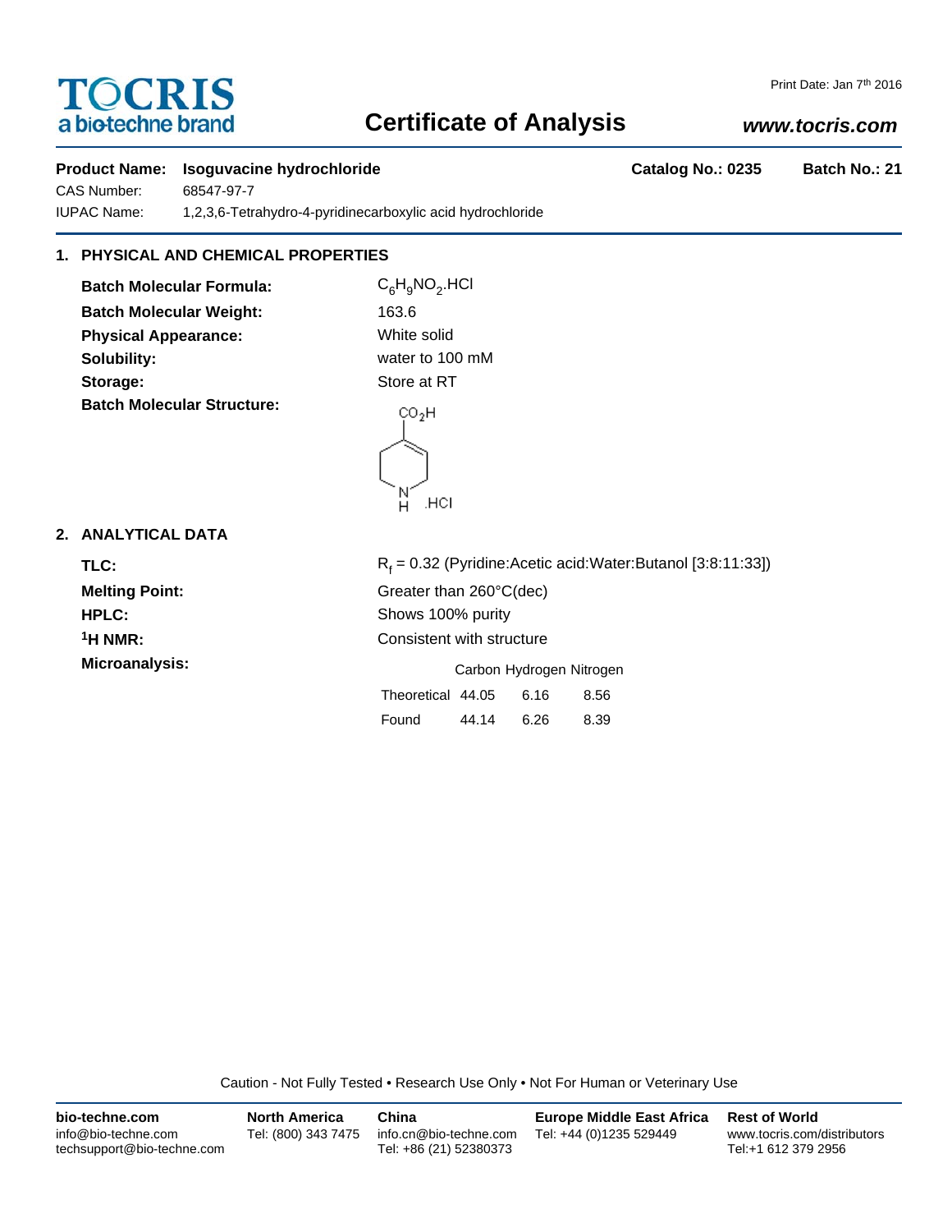TOCRIS
a biotechne brand

Print Date: Jan 7th 2016

# Certificate of Analysis

***www.tocris.com***

**Product Name:** **Isoguvacine hydrochloride** **Catalog No.: 0235** **Batch No.: 21**

CAS Number: 68547-97-7

IUPAC Name: 1,2,3,6-Tetrahydro-4-pyridinecarboxylic acid hydrochloride

## 1. PHYSICAL AND CHEMICAL PROPERTIES

**Batch Molecular Formula:** $C_6H_9NO_2$.HCl

**Batch Molecular Weight:** 163.6

**Physical Appearance:** White solid

**Solubility:** water to 100 mM

**Storage:** Store at RT

**Batch Molecular Structure:**

## 2. ANALYTICAL DATA

**TLC:** $R_f$ = 0.32 (Pyridine:Acetic acid:Water:Butanol [3:8:11:33])

**Melting Point:** Greater than 260°C(dec)

**HPLC:** Shows 100% purity

**$^1$H NMR:** Consistent with structure

**Microanalysis:**

| | Carbon | Hydrogen | Nitrogen |
|---|---|---|---|
| Theoretical | 44.05 | 6.16 | 8.56 |
| Found | 44.14 | 6.26 | 8.39 |

Caution - Not Fully Tested • Research Use Only • Not For Human or Veterinary Use

**bio-techne.com**
info@bio-techne.com
techsupport@bio-techne.com

**North America**
Tel: (800) 343 7475

**China**
info.cn@bio-techne.com
Tel: +86 (21) 52380373

**Europe Middle East Africa**
Tel: +44 (0)1235 529449

**Rest of World**
www.tocris.com/distributors
Tel:+1 612 379 2956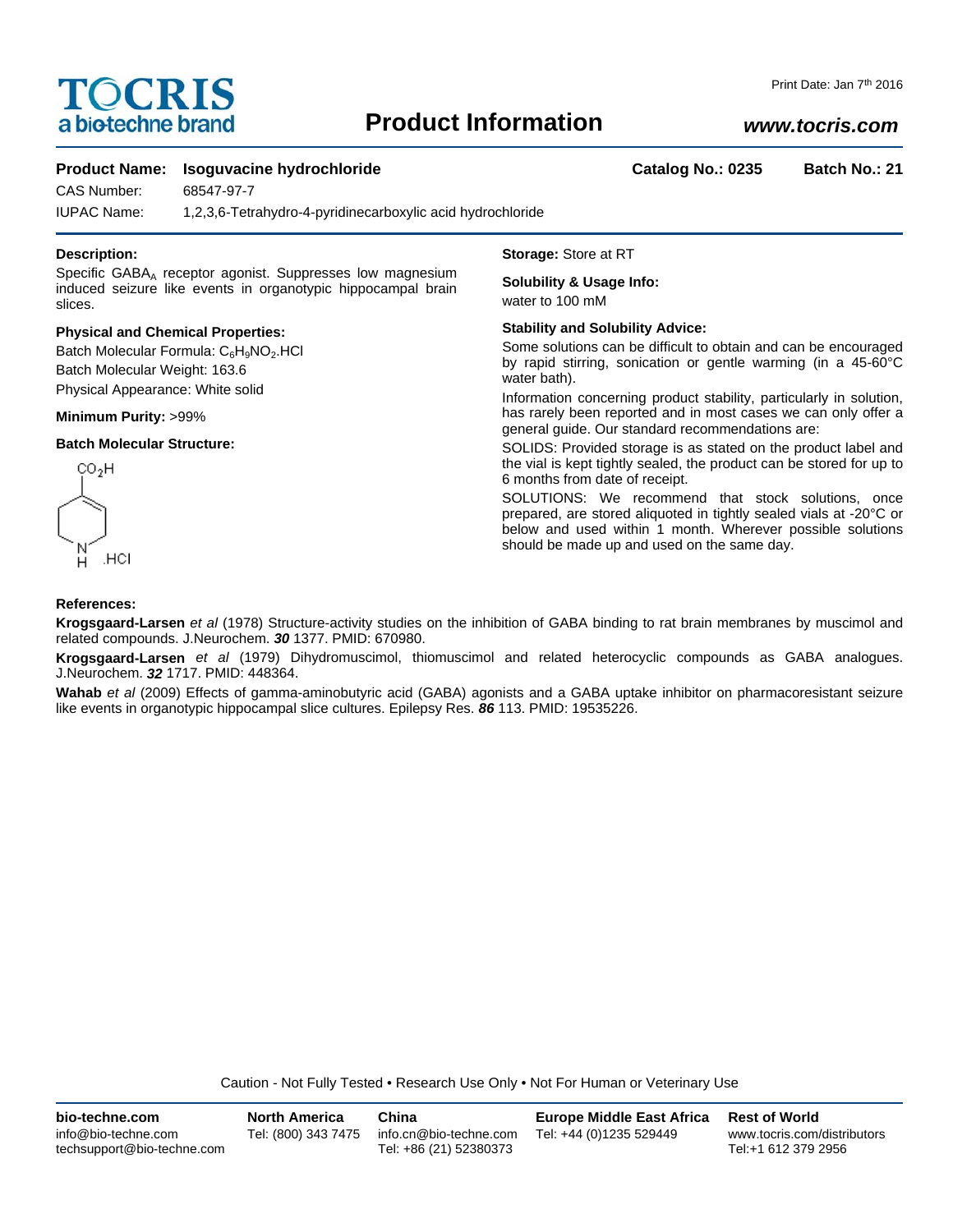TOCRIS
a biotechne brand

# Product Information

Print Date: Jan 7th 2016

www.tocris.com

**Product Name:** **Isoguvacine hydrochloride** **Catalog No.: 0235** **Batch No.: 21**

CAS Number: 68547-97-7

IUPAC Name: 1,2,3,6-Tetrahydro-4-pyridinecarboxylic acid hydrochloride

**Description:**

Specific $GABA_A$ receptor agonist. Suppresses low magnesium induced seizure like events in organotypic hippocampal brain slices.

**Physical and Chemical Properties:**

Batch Molecular Formula: $C_6H_9NO_2$.HCl

Batch Molecular Weight: 163.6

Physical Appearance: White solid

**Minimum Purity:** >99%

**Batch Molecular Structure:**

$CO_2H$

N
H .HCl

**Storage:** Store at RT

**Solubility & Usage Info:**

water to 100 mM

**Stability and Solubility Advice:**

Some solutions can be difficult to obtain and can be encouraged by rapid stirring, sonication or gentle warming (in a 45-60°C water bath).

Information concerning product stability, particularly in solution, has rarely been reported and in most cases we can only offer a general guide. Our standard recommendations are:

SOLIDS: Provided storage is as stated on the product label and the vial is kept tightly sealed, the product can be stored for up to 6 months from date of receipt.

SOLUTIONS: We recommend that stock solutions, once prepared, are stored aliquoted in tightly sealed vials at -20°C or below and used within 1 month. Wherever possible solutions should be made up and used on the same day.

**References:**

**Krogsgaard-Larsen** *et al* (1978) Structure-activity studies on the inhibition of GABA binding to rat brain membranes by muscimol and related compounds. J.Neurochem. ***30*** 1377. PMID: 670980.

**Krogsgaard-Larsen** *et al* (1979) Dihydromuscimol, thiomuscimol and related heterocyclic compounds as GABA analogues. J.Neurochem. ***32*** 1717. PMID: 448364.

**Wahab** *et al* (2009) Effects of gamma-aminobutyric acid (GABA) agonists and a GABA uptake inhibitor on pharmacoresistant seizure like events in organotypic hippocampal slice cultures. Epilepsy Res. ***86*** 113. PMID: 19535226.

Caution - Not Fully Tested • Research Use Only • Not For Human or Veterinary Use

**bio-techne.com**
info@bio-techne.com
techsupport@bio-techne.com

**North America**
Tel: (800) 343 7475

**China**
info.cn@bio-techne.com
Tel: +86 (21) 52380373

**Europe Middle East Africa**
Tel: +44 (0)1235 529449

**Rest of World**
www.tocris.com/distributors
Tel:+1 612 379 2956